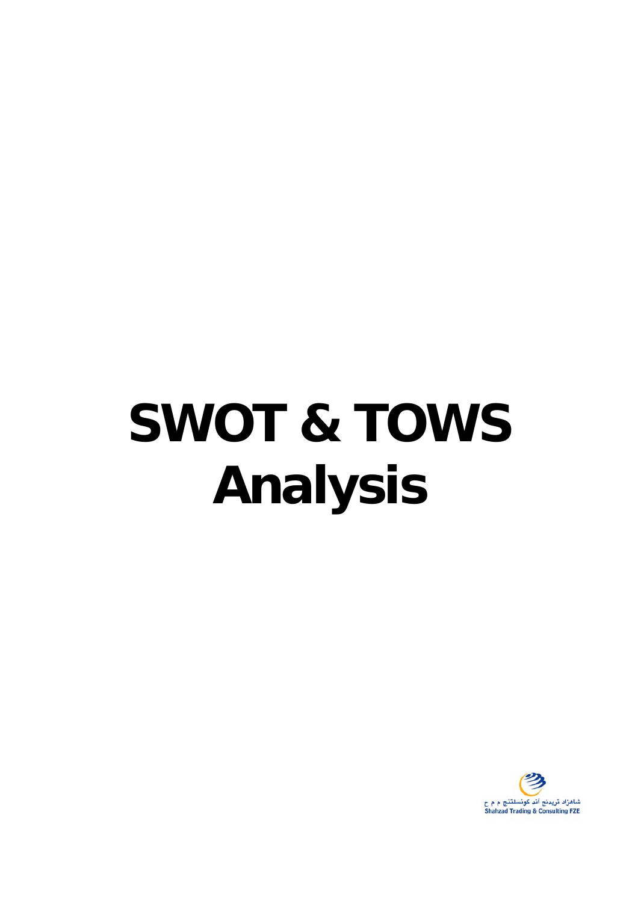# SWOT & TOWS Analysis

شاهزاد تريدنج أند كونسلتنج م م ح
Shahzad Trading & Consulting FZE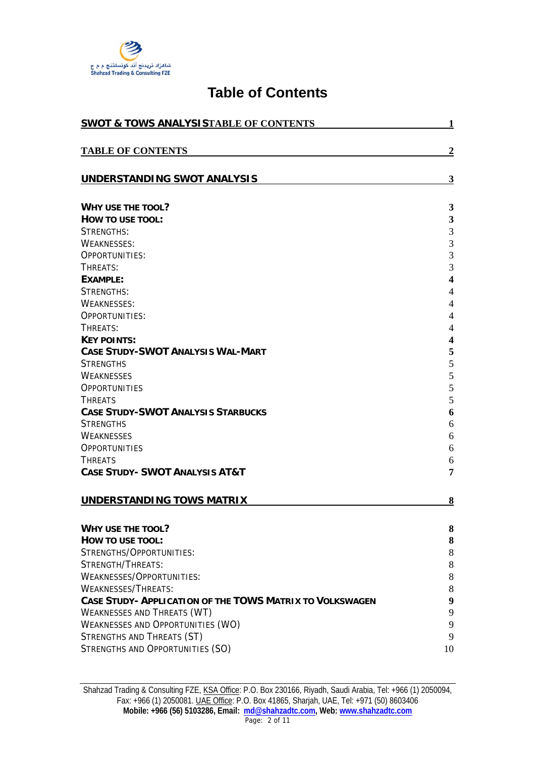# Table of Contents

| | |
|---|---|
| **SWOT & TOWS ANALYSISTABLE OF CONTENTS** | **1** |
| **TABLE OF CONTENTS** | **2** |
| **UNDERSTANDING SWOT ANALYSIS** | **3** |
| **WHY USE THE TOOL?** | **3** |
| **HOW TO USE TOOL:** | **3** |
| STRENGTHS: | 3 |
| WEAKNESSES: | 3 |
| OPPORTUNITIES: | 3 |
| THREATS: | 3 |
| **EXAMPLE:** | **4** |
| STRENGTHS: | 4 |
| WEAKNESSES: | 4 |
| OPPORTUNITIES: | 4 |
| THREATS: | 4 |
| **KEY POINTS:** | **4** |
| **CASE STUDY-SWOT ANALYSIS WAL-MART** | **5** |
| STRENGTHS | 5 |
| WEAKNESSES | 5 |
| OPPORTUNITIES | 5 |
| THREATS | 5 |
| **CASE STUDY-SWOT ANALYSIS STARBUCKS** | **6** |
| STRENGTHS | 6 |
| WEAKNESSES | 6 |
| OPPORTUNITIES | 6 |
| THREATS | 6 |
| **CASE STUDY- SWOT ANALYSIS AT&T** | **7** |
| **UNDERSTANDING TOWS MATRIX** | **8** |
| **WHY USE THE TOOL?** | **8** |
| **HOW TO USE TOOL:** | **8** |
| STRENGTHS/OPPORTUNITIES: | 8 |
| STRENGTH/THREATS: | 8 |
| WEAKNESSES/OPPORTUNITIES: | 8 |
| WEAKNESSES/THREATS: | 8 |
| **CASE STUDY- APPLICATION OF THE TOWS MATRIX TO VOLKSWAGEN** | **9** |
| WEAKNESSES AND THREATS (WT) | 9 |
| WEAKNESSES AND OPPORTUNITIES (WO) | 9 |
| STRENGTHS AND THREATS (ST) | 9 |
| STRENGTHS AND OPPORTUNITIES (SO) | 10 |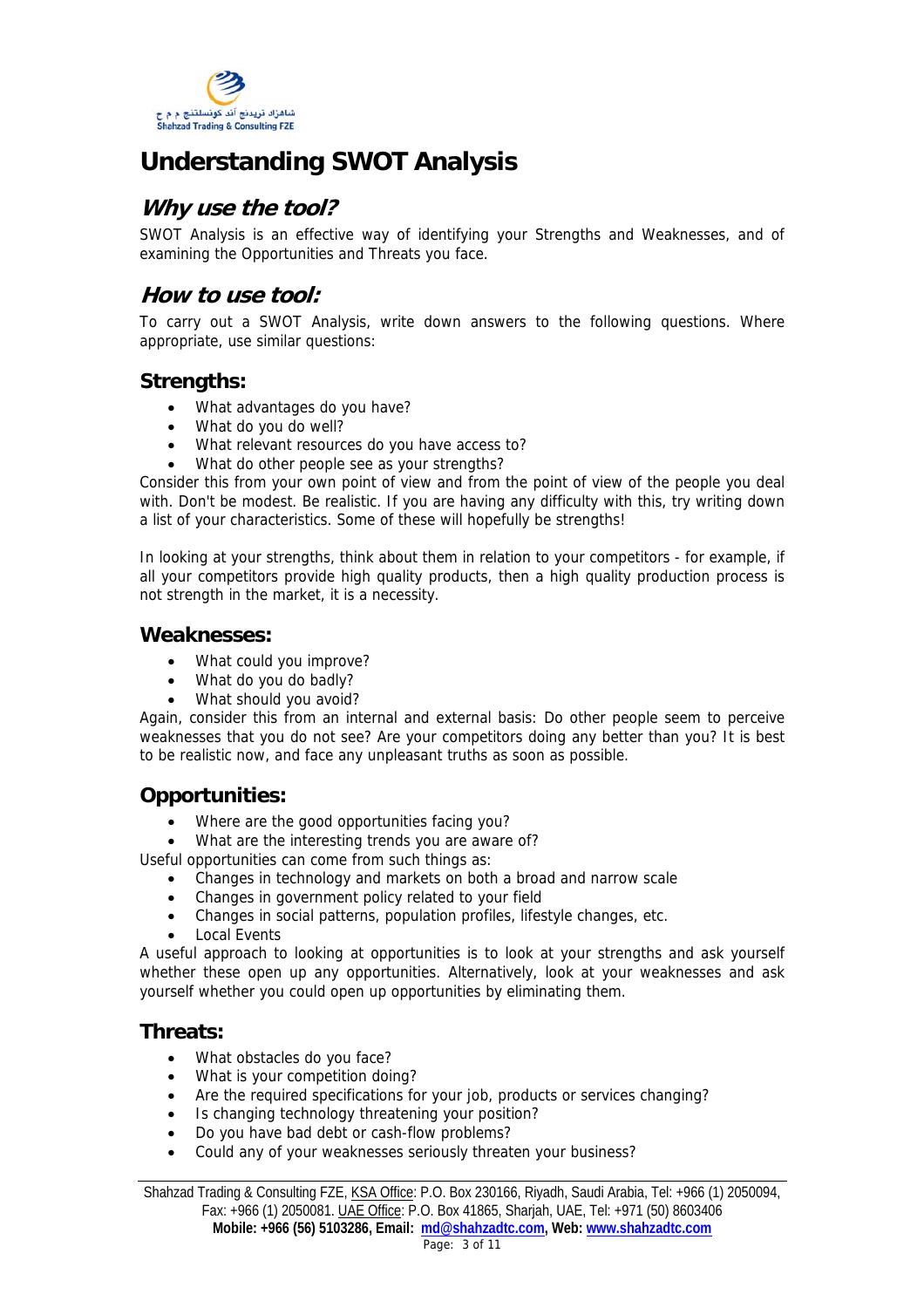# Understanding SWOT Analysis

## *Why use the tool?*

SWOT Analysis is an effective way of identifying your Strengths and Weaknesses, and of examining the Opportunities and Threats you face.

## *How to use tool:*

To carry out a SWOT Analysis, write down answers to the following questions. Where appropriate, use similar questions:

### Strengths:

- What advantages do you have?
- What do you do well?
- What relevant resources do you have access to?
- What do other people see as your strengths?

Consider this from your own point of view and from the point of view of the people you deal with. Don't be modest. Be realistic. If you are having any difficulty with this, try writing down a list of your characteristics. Some of these will hopefully be strengths!

In looking at your strengths, think about them in relation to your competitors - for example, if all your competitors provide high quality products, then a high quality production process is not strength in the market, it is a necessity.

### Weaknesses:

- What could you improve?
- What do you do badly?
- What should you avoid?

Again, consider this from an internal and external basis: Do other people seem to perceive weaknesses that you do not see? Are your competitors doing any better than you? It is best to be realistic now, and face any unpleasant truths as soon as possible.

### Opportunities:

- Where are the good opportunities facing you?
- What are the interesting trends you are aware of?

Useful opportunities can come from such things as:

- Changes in technology and markets on both a broad and narrow scale
- Changes in government policy related to your field
- Changes in social patterns, population profiles, lifestyle changes, etc.
- Local Events

A useful approach to looking at opportunities is to look at your strengths and ask yourself whether these open up any opportunities. Alternatively, look at your weaknesses and ask yourself whether you could open up opportunities by eliminating them.

### Threats:

- What obstacles do you face?
- What is your competition doing?
- Are the required specifications for your job, products or services changing?
- Is changing technology threatening your position?
- Do you have bad debt or cash-flow problems?
- Could any of your weaknesses seriously threaten your business?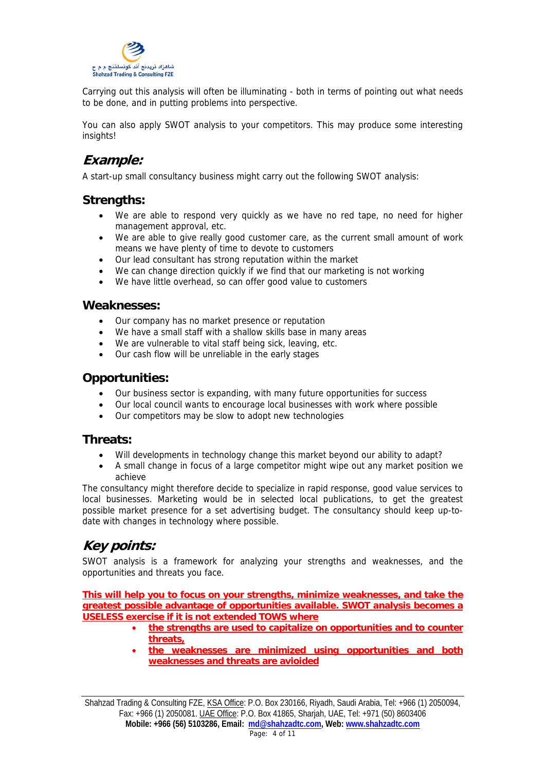Carrying out this analysis will often be illuminating - both in terms of pointing out what needs to be done, and in putting problems into perspective.

You can also apply SWOT analysis to your competitors. This may produce some interesting insights!

## *Example:*

A start-up small consultancy business might carry out the following SWOT analysis:

### Strengths:

- We are able to respond very quickly as we have no red tape, no need for higher management approval, etc.
- We are able to give really good customer care, as the current small amount of work means we have plenty of time to devote to customers
- Our lead consultant has strong reputation within the market
- We can change direction quickly if we find that our marketing is not working
- We have little overhead, so can offer good value to customers

### Weaknesses:

- Our company has no market presence or reputation
- We have a small staff with a shallow skills base in many areas
- We are vulnerable to vital staff being sick, leaving, etc.
- Our cash flow will be unreliable in the early stages

### Opportunities:

- Our business sector is expanding, with many future opportunities for success
- Our local council wants to encourage local businesses with work where possible
- Our competitors may be slow to adopt new technologies

### Threats:

- Will developments in technology change this market beyond our ability to adapt?
- A small change in focus of a large competitor might wipe out any market position we achieve

The consultancy might therefore decide to specialize in rapid response, good value services to local businesses. Marketing would be in selected local publications, to get the greatest possible market presence for a set advertising budget. The consultancy should keep up-to-date with changes in technology where possible.

## *Key points:*

SWOT analysis is a framework for analyzing your strengths and weaknesses, and the opportunities and threats you face.

**This will help you to focus on your strengths, minimize weaknesses, and take the greatest possible advantage of opportunities available. SWOT analysis becomes a USELESS exercise if it is not extended TOWS where**

- **the strengths are used to capitalize on opportunities and to counter threats,**
- **the weaknesses are minimized using opportunities and both weaknesses and threats are avioided**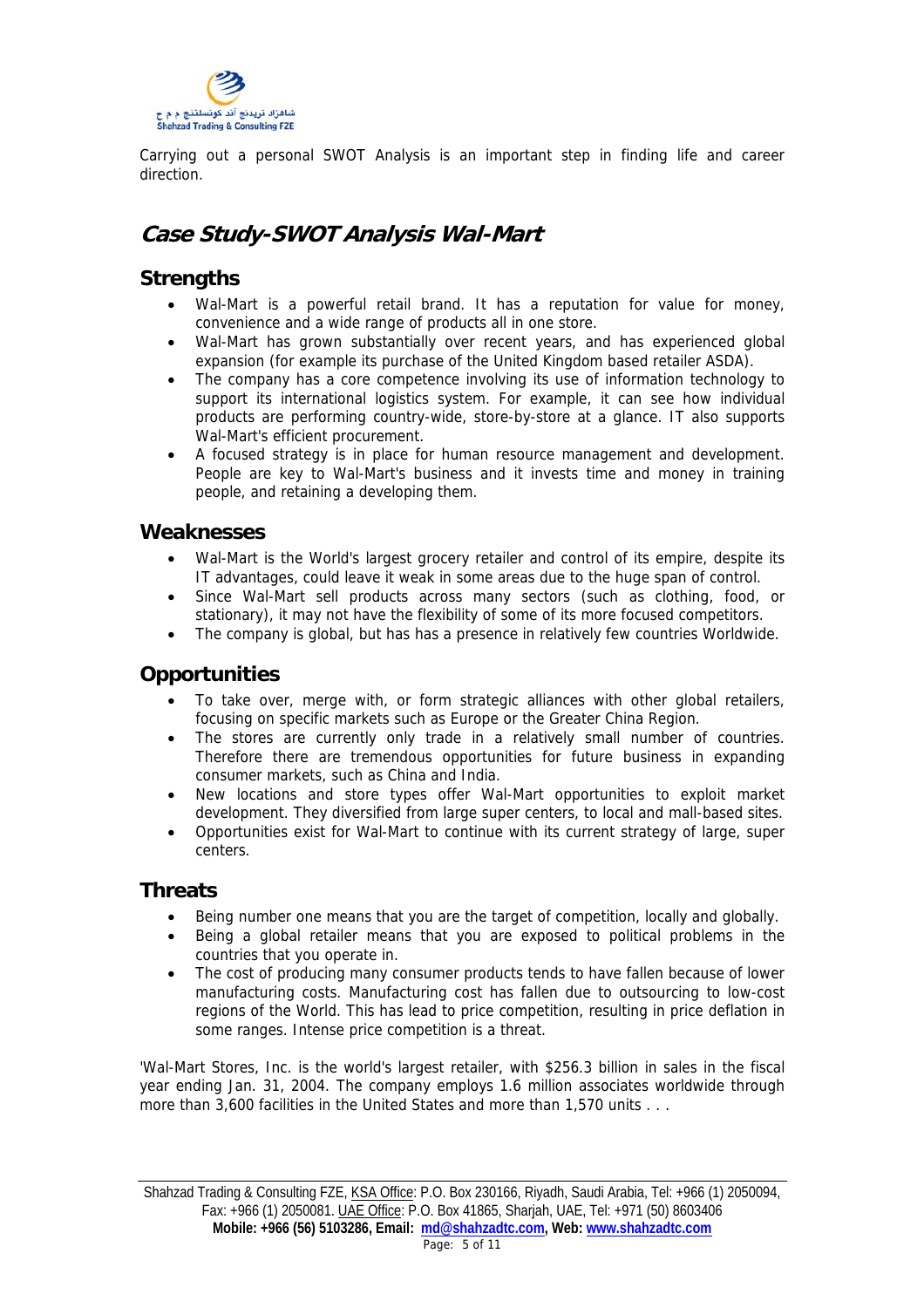Carrying out a personal SWOT Analysis is an important step in finding life and career direction.

## Case Study-SWOT Analysis Wal-Mart

### Strengths

- Wal-Mart is a powerful retail brand. It has a reputation for value for money, convenience and a wide range of products all in one store.
- Wal-Mart has grown substantially over recent years, and has experienced global expansion (for example its purchase of the United Kingdom based retailer ASDA).
- The company has a core competence involving its use of information technology to support its international logistics system. For example, it can see how individual products are performing country-wide, store-by-store at a glance. IT also supports Wal-Mart's efficient procurement.
- A focused strategy is in place for human resource management and development. People are key to Wal-Mart's business and it invests time and money in training people, and retaining a developing them.

### Weaknesses

- Wal-Mart is the World's largest grocery retailer and control of its empire, despite its IT advantages, could leave it weak in some areas due to the huge span of control.
- Since Wal-Mart sell products across many sectors (such as clothing, food, or stationary), it may not have the flexibility of some of its more focused competitors.
- The company is global, but has has a presence in relatively few countries Worldwide.

### Opportunities

- To take over, merge with, or form strategic alliances with other global retailers, focusing on specific markets such as Europe or the Greater China Region.
- The stores are currently only trade in a relatively small number of countries. Therefore there are tremendous opportunities for future business in expanding consumer markets, such as China and India.
- New locations and store types offer Wal-Mart opportunities to exploit market development. They diversified from large super centers, to local and mall-based sites.
- Opportunities exist for Wal-Mart to continue with its current strategy of large, super centers.

### Threats

- Being number one means that you are the target of competition, locally and globally.
- Being a global retailer means that you are exposed to political problems in the countries that you operate in.
- The cost of producing many consumer products tends to have fallen because of lower manufacturing costs. Manufacturing cost has fallen due to outsourcing to low-cost regions of the World. This has lead to price competition, resulting in price deflation in some ranges. Intense price competition is a threat.

'Wal-Mart Stores, Inc. is the world's largest retailer, with \$256.3 billion in sales in the fiscal year ending Jan. 31, 2004. The company employs 1.6 million associates worldwide through more than 3,600 facilities in the United States and more than 1,570 units . . .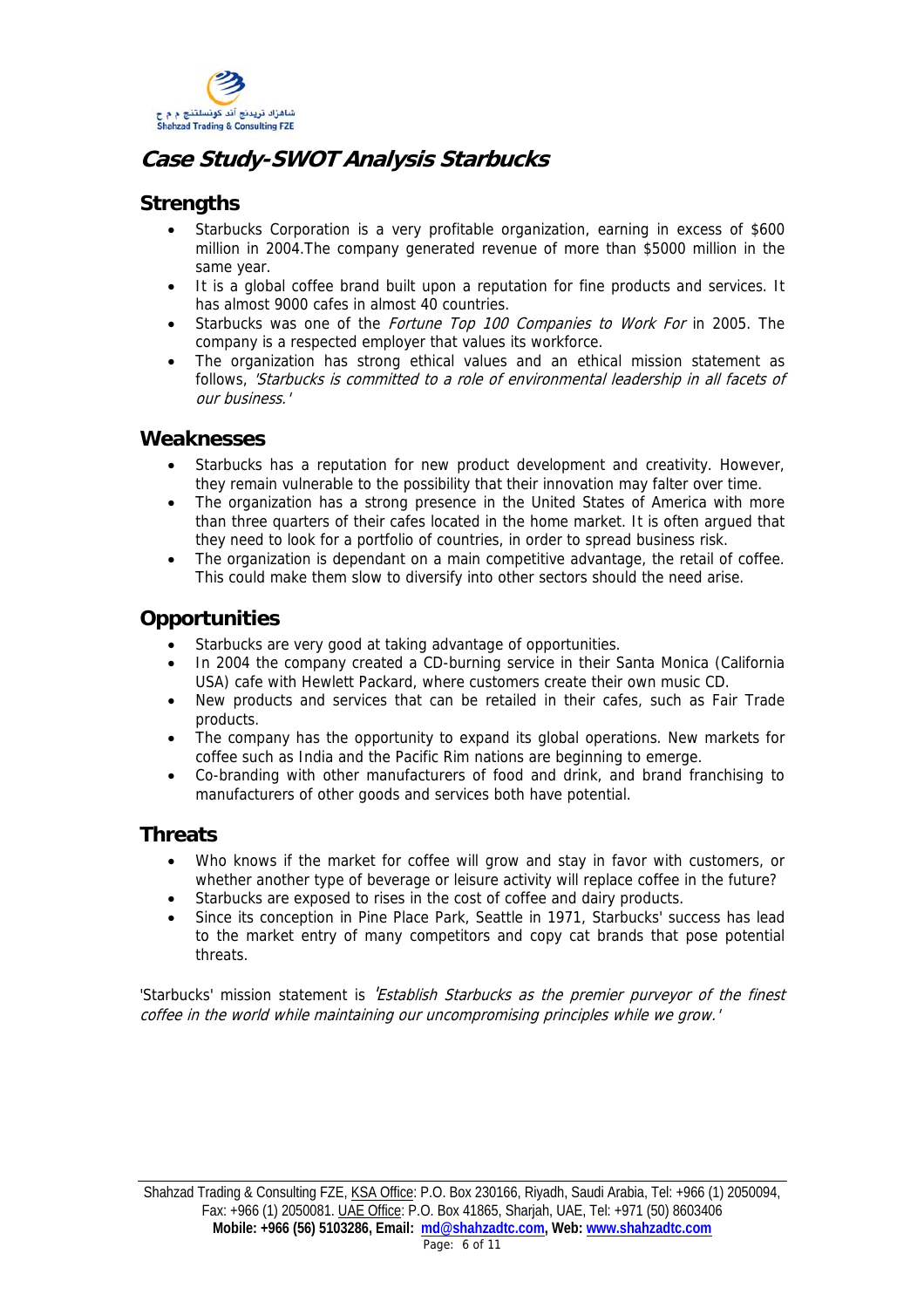# Case Study-SWOT Analysis Starbucks

## Strengths

- Starbucks Corporation is a very profitable organization, earning in excess of $600 million in 2004.The company generated revenue of more than $5000 million in the same year.
- It is a global coffee brand built upon a reputation for fine products and services. It has almost 9000 cafes in almost 40 countries.
- Starbucks was one of the *Fortune Top 100 Companies to Work For* in 2005. The company is a respected employer that values its workforce.
- The organization has strong ethical values and an ethical mission statement as follows, *'Starbucks is committed to a role of environmental leadership in all facets of our business.'*

## Weaknesses

- Starbucks has a reputation for new product development and creativity. However, they remain vulnerable to the possibility that their innovation may falter over time.
- The organization has a strong presence in the United States of America with more than three quarters of their cafes located in the home market. It is often argued that they need to look for a portfolio of countries, in order to spread business risk.
- The organization is dependant on a main competitive advantage, the retail of coffee. This could make them slow to diversify into other sectors should the need arise.

## Opportunities

- Starbucks are very good at taking advantage of opportunities.
- In 2004 the company created a CD-burning service in their Santa Monica (California USA) cafe with Hewlett Packard, where customers create their own music CD.
- New products and services that can be retailed in their cafes, such as Fair Trade products.
- The company has the opportunity to expand its global operations. New markets for coffee such as India and the Pacific Rim nations are beginning to emerge.
- Co-branding with other manufacturers of food and drink, and brand franchising to manufacturers of other goods and services both have potential.

## Threats

- Who knows if the market for coffee will grow and stay in favor with customers, or whether another type of beverage or leisure activity will replace coffee in the future?
- Starbucks are exposed to rises in the cost of coffee and dairy products.
- Since its conception in Pine Place Park, Seattle in 1971, Starbucks' success has lead to the market entry of many competitors and copy cat brands that pose potential threats.

'Starbucks' mission statement is *'Establish Starbucks as the premier purveyor of the finest coffee in the world while maintaining our uncompromising principles while we grow.'*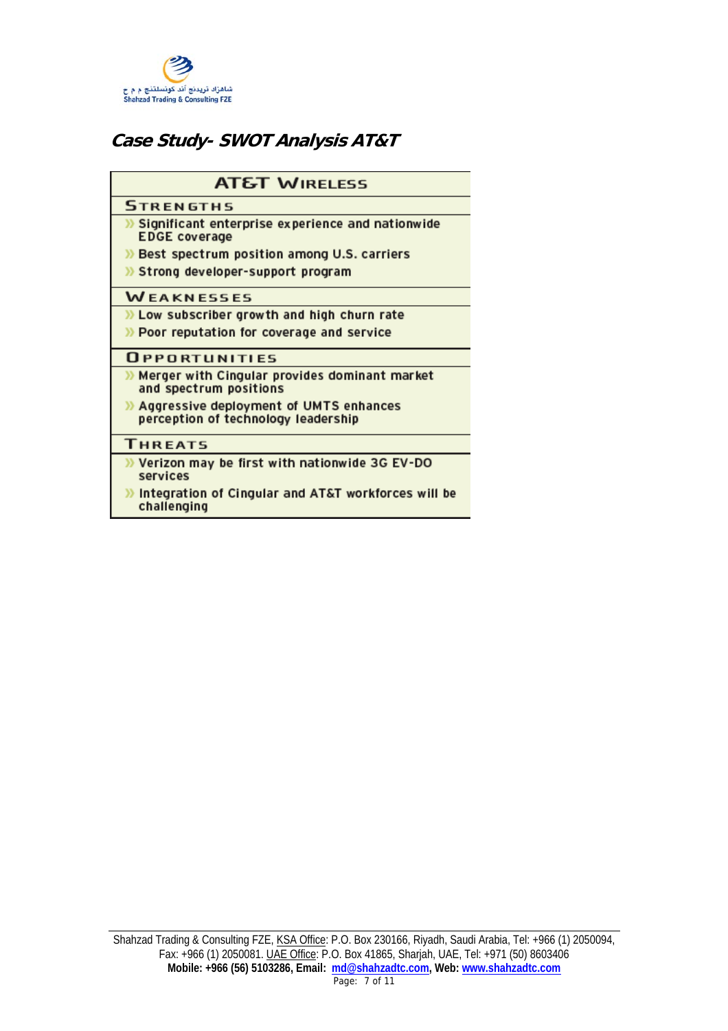## Case Study- SWOT Analysis AT&T

| AT&T Wireless |
| --- |
| **Strengths** |
| » Significant enterprise experience and nationwide EDGE coverage<br>» Best spectrum position among U.S. carriers<br>» Strong developer-support program |
| **Weaknesses** |
| » Low subscriber growth and high churn rate<br>» Poor reputation for coverage and service |
| **Opportunities** |
| » Merger with Cingular provides dominant market and spectrum positions<br>» Aggressive deployment of UMTS enhances perception of technology leadership |
| **Threats** |
| » Verizon may be first with nationwide 3G EV-DO services<br>» Integration of Cingular and AT&T workforces will be challenging |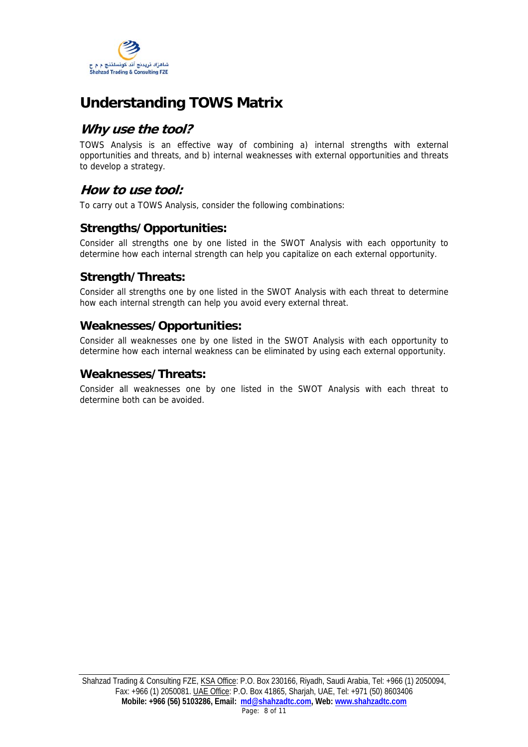# Understanding TOWS Matrix

## *Why use the tool?*

TOWS Analysis is an effective way of combining a) internal strengths with external opportunities and threats, and b) internal weaknesses with external opportunities and threats to develop a strategy.

## *How to use tool:*

To carry out a TOWS Analysis, consider the following combinations:

### Strengths/Opportunities:

Consider all strengths one by one listed in the SWOT Analysis with each opportunity to determine how each internal strength can help you capitalize on each external opportunity.

### Strength/Threats:

Consider all strengths one by one listed in the SWOT Analysis with each threat to determine how each internal strength can help you avoid every external threat.

### Weaknesses/Opportunities:

Consider all weaknesses one by one listed in the SWOT Analysis with each opportunity to determine how each internal weakness can be eliminated by using each external opportunity.

### Weaknesses/Threats:

Consider all weaknesses one by one listed in the SWOT Analysis with each threat to determine both can be avoided.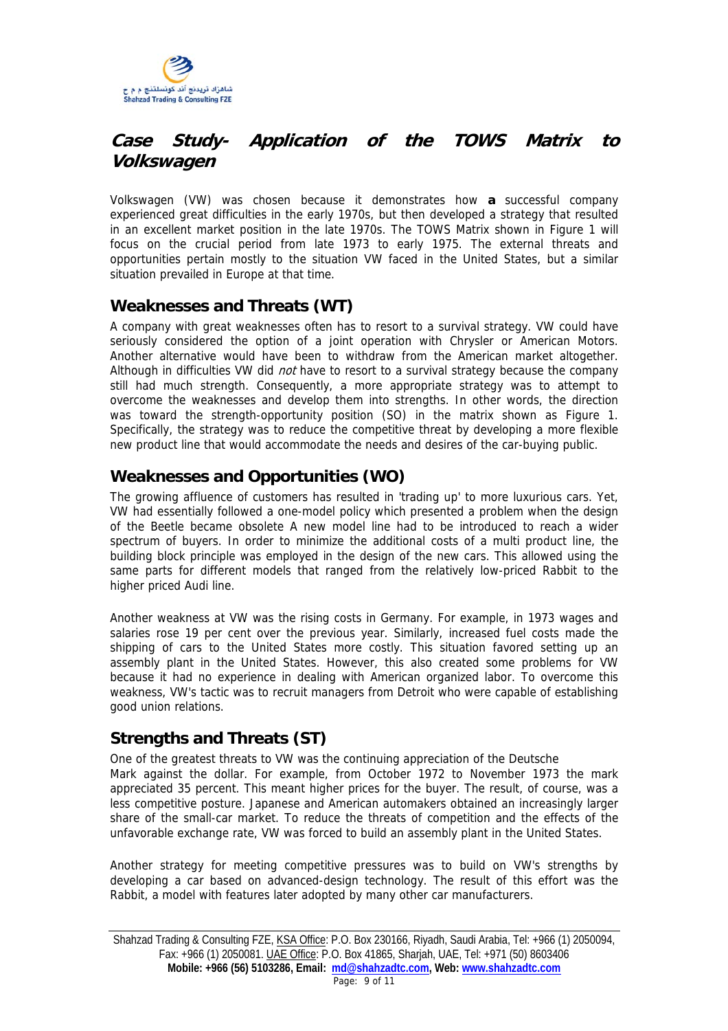# Case Study- Application of the TOWS Matrix to Volkswagen

Volkswagen (VW) was chosen because it demonstrates how **a** successful company experienced great difficulties in the early 1970s, but then developed a strategy that resulted in an excellent market position in the late 1970s. The TOWS Matrix shown in Figure 1 will focus on the crucial period from late 1973 to early 1975. The external threats and opportunities pertain mostly to the situation VW faced in the United States, but a similar situation prevailed in Europe at that time.

## Weaknesses and Threats (WT)

A company with great weaknesses often has to resort to a survival strategy. VW could have seriously considered the option of a joint operation with Chrysler or American Motors. Another alternative would have been to withdraw from the American market altogether. Although in difficulties VW did *not* have to resort to a survival strategy because the company still had much strength. Consequently, a more appropriate strategy was to attempt to overcome the weaknesses and develop them into strengths. In other words, the direction was toward the strength-opportunity position (SO) in the matrix shown as Figure 1. Specifically, the strategy was to reduce the competitive threat by developing a more flexible new product line that would accommodate the needs and desires of the car-buying public.

## Weaknesses and Opportunities (WO)

The growing affluence of customers has resulted in 'trading up' to more luxurious cars. Yet, VW had essentially followed a one-model policy which presented a problem when the design of the Beetle became obsolete A new model line had to be introduced to reach a wider spectrum of buyers. In order to minimize the additional costs of a multi product line, the building block principle was employed in the design of the new cars. This allowed using the same parts for different models that ranged from the relatively low-priced Rabbit to the higher priced Audi line.

Another weakness at VW was the rising costs in Germany. For example, in 1973 wages and salaries rose 19 per cent over the previous year. Similarly, increased fuel costs made the shipping of cars to the United States more costly. This situation favored setting up an assembly plant in the United States. However, this also created some problems for VW because it had no experience in dealing with American organized labor. To overcome this weakness, VW's tactic was to recruit managers from Detroit who were capable of establishing good union relations.

## Strengths and Threats (ST)

One of the greatest threats to VW was the continuing appreciation of the Deutsche Mark against the dollar. For example, from October 1972 to November 1973 the mark appreciated 35 percent. This meant higher prices for the buyer. The result, of course, was a less competitive posture. Japanese and American automakers obtained an increasingly larger share of the small-car market. To reduce the threats of competition and the effects of the unfavorable exchange rate, VW was forced to build an assembly plant in the United States.

Another strategy for meeting competitive pressures was to build on VW's strengths by developing a car based on advanced-design technology. The result of this effort was the Rabbit, a model with features later adopted by many other car manufacturers.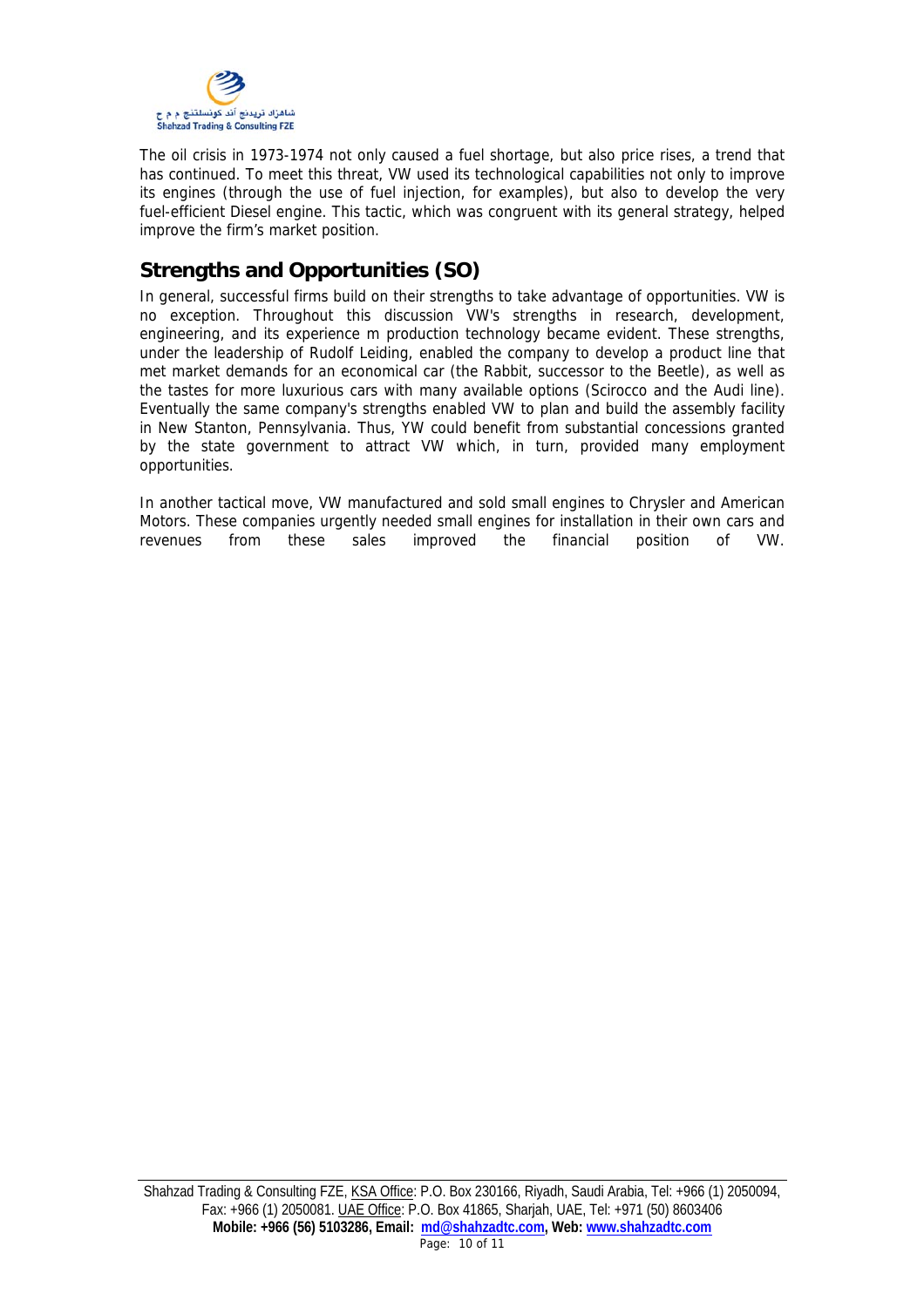The oil crisis in 1973-1974 not only caused a fuel shortage, but also price rises, a trend that has continued. To meet this threat, VW used its technological capabilities not only to improve its engines (through the use of fuel injection, for examples), but also to develop the very fuel-efficient Diesel engine. This tactic, which was congruent with its general strategy, helped improve the firm's market position.

## Strengths and Opportunities (SO)

In general, successful firms build on their strengths to take advantage of opportunities. VW is no exception. Throughout this discussion VW's strengths in research, development, engineering, and its experience m production technology became evident. These strengths, under the leadership of Rudolf Leiding, enabled the company to develop a product line that met market demands for an economical car (the Rabbit, successor to the Beetle), as well as the tastes for more luxurious cars with many available options (Scirocco and the Audi line). Eventually the same company's strengths enabled VW to plan and build the assembly facility in New Stanton, Pennsylvania. Thus, YW could benefit from substantial concessions granted by the state government to attract VW which, in turn, provided many employment opportunities.

In another tactical move, VW manufactured and sold small engines to Chrysler and American Motors. These companies urgently needed small engines for installation in their own cars and revenues from these sales improved the financial position of VW.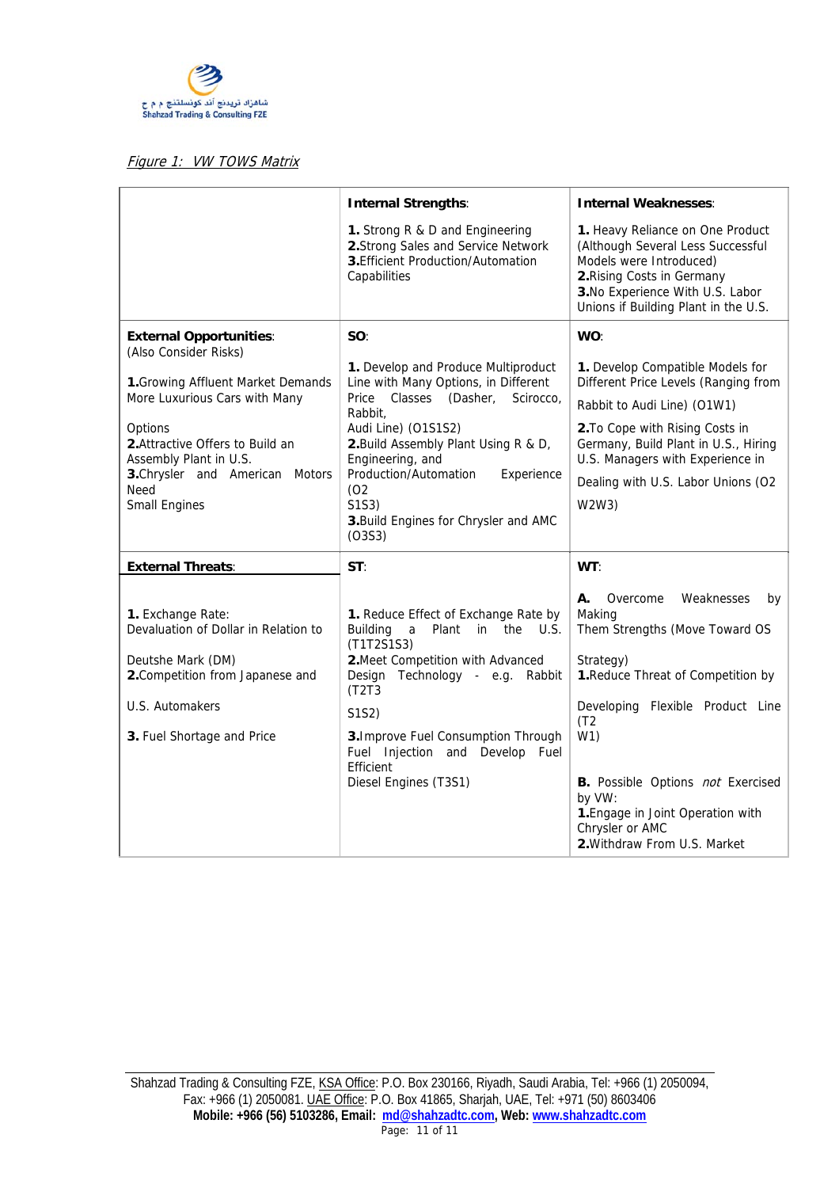*Figure 1: VW TOWS Matrix*

| | **Internal Strengths**:<br><br>**1.** Strong R & D and Engineering<br>**2.**Strong Sales and Service Network<br>**3.**Efficient Production/Automation Capabilities | **Internal Weaknesses**:<br><br>**1.** Heavy Reliance on One Product (Although Several Less Successful Models were Introduced)<br>**2.**Rising Costs in Germany<br>**3.**No Experience With U.S. Labor Unions if Building Plant in the U.S. |
|---|---|---|
| **External Opportunities**:<br>(Also Consider Risks)<br><br>**1.**Growing Affluent Market Demands More Luxurious Cars with Many Options<br>**2.**Attractive Offers to Build an Assembly Plant in U.S.<br>**3.**Chrysler and American Motors Need Small Engines | **SO**:<br><br>**1.** Develop and Produce Multiproduct Line with Many Options, in Different Price Classes (Dasher, Scirocco, Rabbit, Audi Line) (O1S1S2)<br>**2.**Build Assembly Plant Using R & D, Engineering, and Production/Automation Experience (O2 S1S3)<br>**3.**Build Engines for Chrysler and AMC (O3S3) | **WO**:<br><br>**1.** Develop Compatible Models for Different Price Levels (Ranging from Rabbit to Audi Line) (O1W1)<br>**2.**To Cope with Rising Costs in Germany, Build Plant in U.S., Hiring U.S. Managers with Experience in Dealing with U.S. Labor Unions (O2 W2W3) |
| **External Threats**:<br><br>**1.** Exchange Rate: Devaluation of Dollar in Relation to Deutshe Mark (DM)<br>**2.**Competition from Japanese and U.S. Automakers<br>**3.** Fuel Shortage and Price | **ST**:<br><br>**1.** Reduce Effect of Exchange Rate by Building a Plant in the U.S. (T1T2S1S3)<br>**2.**Meet Competition with Advanced Design Technology - e.g. Rabbit (T2T3 S1S2)<br>**3.**Improve Fuel Consumption Through Fuel Injection and Develop Fuel Efficient Diesel Engines (T3S1) | **WT**:<br><br>**A.** Overcome Weaknesses by Making Them Strengths (Move Toward OS Strategy)<br>**1.**Reduce Threat of Competition by Developing Flexible Product Line (T2 W1)<br><br>**B.** Possible Options *not* Exercised by VW:<br>**1.**Engage in Joint Operation with Chrysler or AMC<br>**2.**Withdraw From U.S. Market |